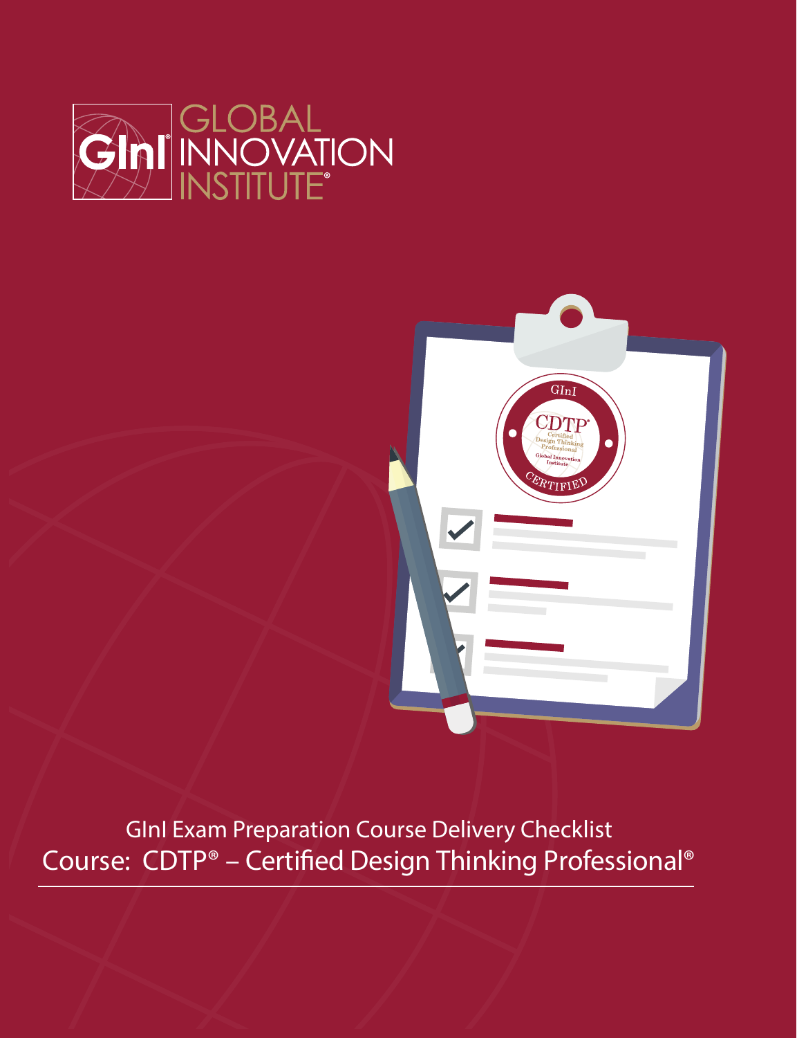GInI GLOBAL INNOVATION INSTITUTE®

GInI Exam Preparation Course Delivery Checklist

# Course: CDTP® – Certified Design Thinking Professional®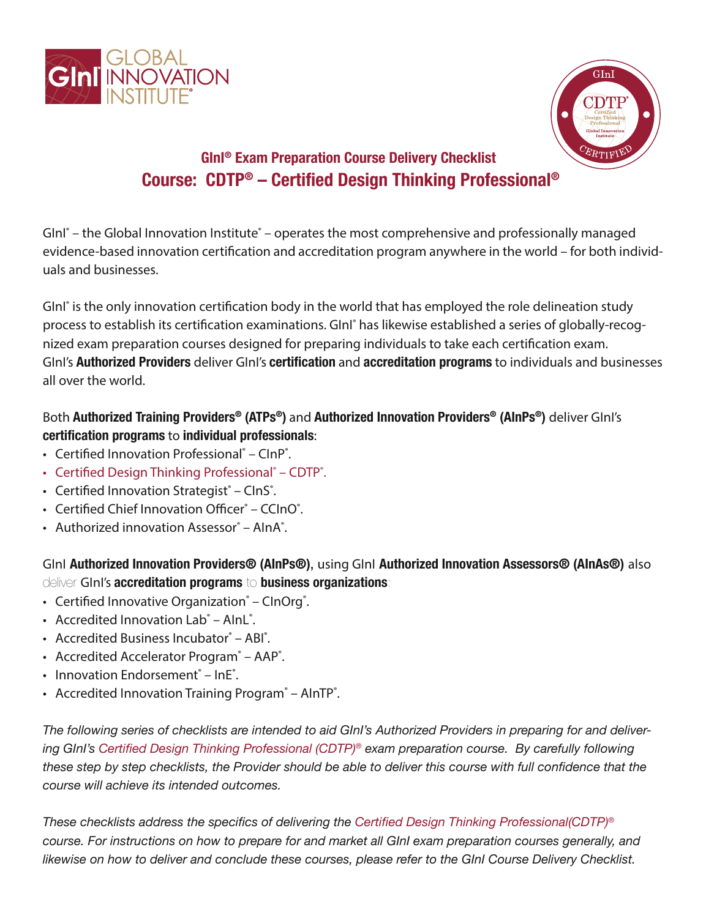## GInI® Exam Preparation Course Delivery Checklist

# Course: CDTP® – Certified Design Thinking Professional®

GInI® – the Global Innovation Institute® – operates the most comprehensive and professionally managed evidence-based innovation certification and accreditation program anywhere in the world – for both individuals and businesses.

GInI® is the only innovation certification body in the world that has employed the role delineation study process to establish its certification examinations. GInI® has likewise established a series of globally-recognized exam preparation courses designed for preparing individuals to take each certification exam. GInI's **Authorized Providers** deliver GInI's **certification** and **accreditation programs** to individuals and businesses all over the world.

Both **Authorized Training Providers® (ATPs®)** and **Authorized Innovation Providers® (AInPs®)** deliver GInI's **certification programs** to **individual professionals**:

- Certified Innovation Professional® – CInP®.
- Certified Design Thinking Professional® – CDTP®.
- Certified Innovation Strategist® – CInS®.
- Certified Chief Innovation Officer® – CCInO®.
- Authorized innovation Assessor® – AInA®.

GInI **Authorized Innovation Providers® (AInPs®)**, using GInI **Authorized Innovation Assessors® (AInAs®)** also deliver GInI's **accreditation programs** to **business organizations**:

- Certified Innovative Organization® – CInOrg®.
- Accredited Innovation Lab® – AInL®.
- Accredited Business Incubator® – ABI®.
- Accredited Accelerator Program® – AAP®.
- Innovation Endorsement® – InE®.
- Accredited Innovation Training Program® – AInTP®.

*The following series of checklists are intended to aid GInI's Authorized Providers in preparing for and delivering GInI's Certified Design Thinking Professional (CDTP)® exam preparation course. By carefully following these step by step checklists, the Provider should be able to deliver this course with full confidence that the course will achieve its intended outcomes.*

*These checklists address the specifics of delivering the Certified Design Thinking Professional(CDTP)® course. For instructions on how to prepare for and market all GInI exam preparation courses generally, and likewise on how to deliver and conclude these courses, please refer to the GInI Course Delivery Checklist.*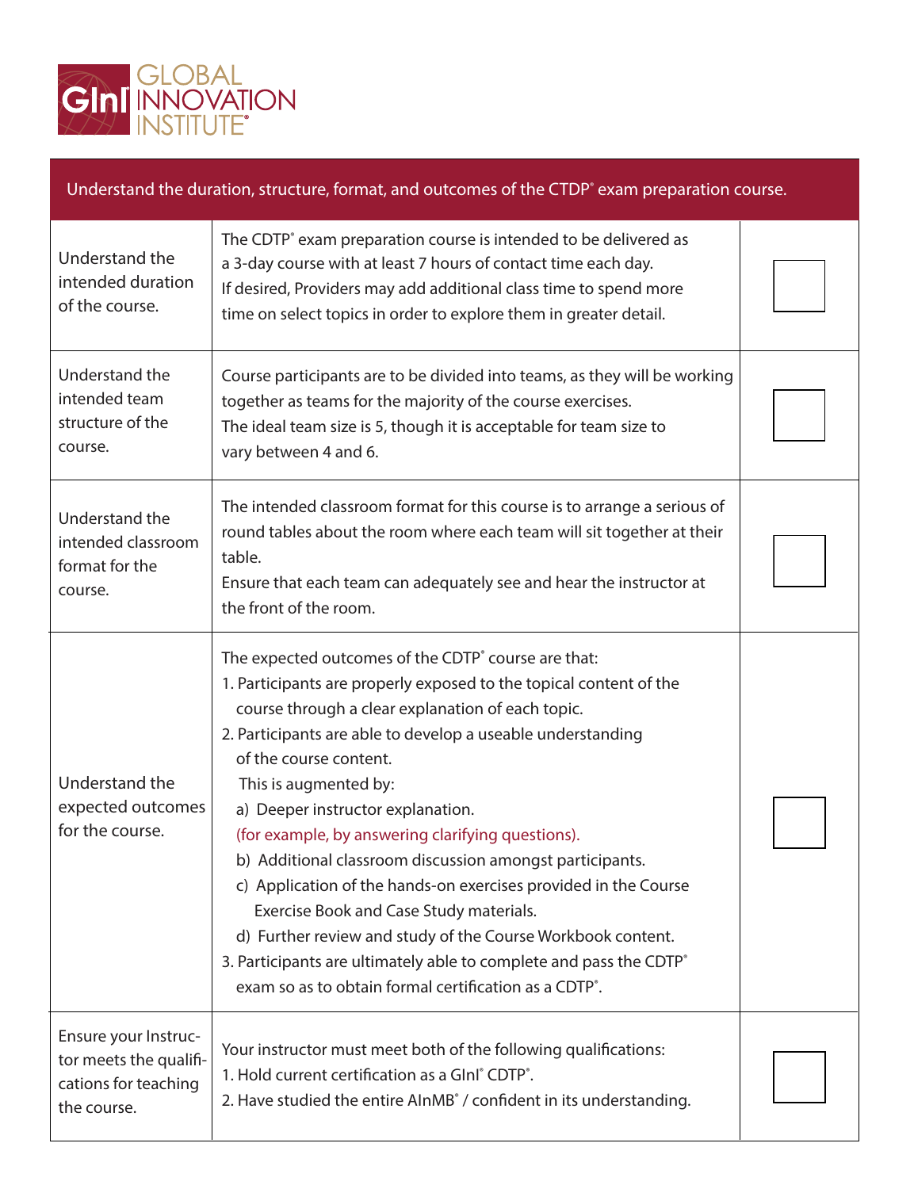Understand the duration, structure, format, and outcomes of the CTDP® exam preparation course.

| | | |
|---|---|---|
| Understand the intended duration of the course. | The CDTP® exam preparation course is intended to be delivered as a 3-day course with at least 7 hours of contact time each day.<br>If desired, Providers may add additional class time to spend more time on select topics in order to explore them in greater detail. | ☐ |
| Understand the intended team structure of the course. | Course participants are to be divided into teams, as they will be working together as teams for the majority of the course exercises.<br>The ideal team size is 5, though it is acceptable for team size to vary between 4 and 6. | ☐ |
| Understand the intended classroom format for the course. | The intended classroom format for this course is to arrange a serious of round tables about the room where each team will sit together at their table.<br>Ensure that each team can adequately see and hear the instructor at the front of the room. | ☐ |
| Understand the expected outcomes for the course. | The expected outcomes of the CDTP® course are that:<br>1. Participants are properly exposed to the topical content of the course through a clear explanation of each topic.<br>2. Participants are able to develop a useable understanding of the course content.<br>This is augmented by:<br>a) Deeper instructor explanation.<br>(for example, by answering clarifying questions).<br>b) Additional classroom discussion amongst participants.<br>c) Application of the hands-on exercises provided in the Course Exercise Book and Case Study materials.<br>d) Further review and study of the Course Workbook content.<br>3. Participants are ultimately able to complete and pass the CDTP® exam so as to obtain formal certification as a CDTP®. | ☐ |
| Ensure your Instructor meets the qualifications for teaching the course. | Your instructor must meet both of the following qualifications:<br>1. Hold current certification as a GInI® CDTP®.<br>2. Have studied the entire AInMB® / confident in its understanding. | ☐ |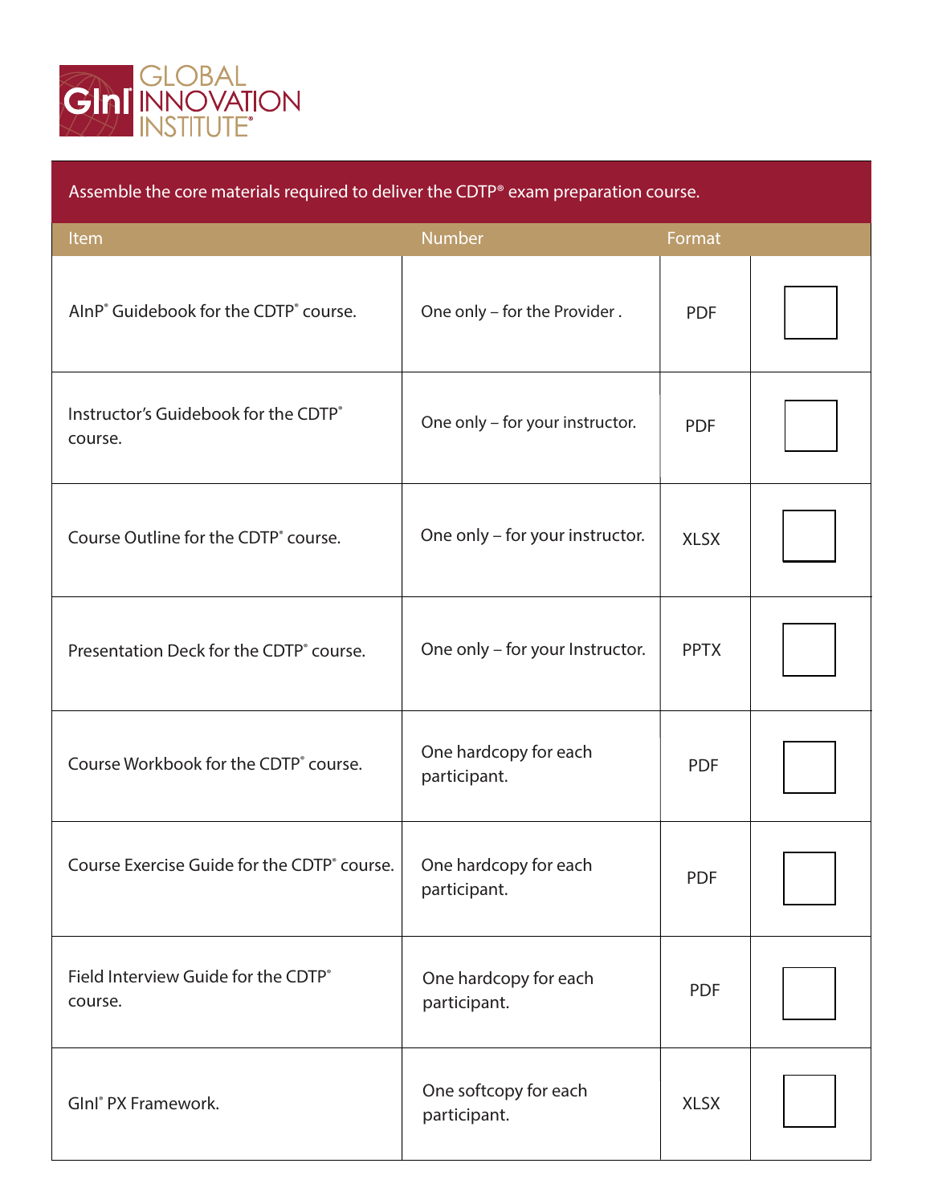GInI GLOBAL INNOVATION INSTITUTE®

Assemble the core materials required to deliver the CDTP® exam preparation course.

| Item | Number | Format | |
|---|---|---|---|
| AInP® Guidebook for the CDTP® course. | One only – for the Provider . | PDF | ☐ |
| Instructor's Guidebook for the CDTP® course. | One only – for your instructor. | PDF | ☐ |
| Course Outline for the CDTP® course. | One only – for your instructor. | XLSX | ☐ |
| Presentation Deck for the CDTP® course. | One only – for your Instructor. | PPTX | ☐ |
| Course Workbook for the CDTP® course. | One hardcopy for each participant. | PDF | ☐ |
| Course Exercise Guide for the CDTP® course. | One hardcopy for each participant. | PDF | ☐ |
| Field Interview Guide for the CDTP® course. | One hardcopy for each participant. | PDF | ☐ |
| GInI® PX Framework. | One softcopy for each participant. | XLSX | ☐ |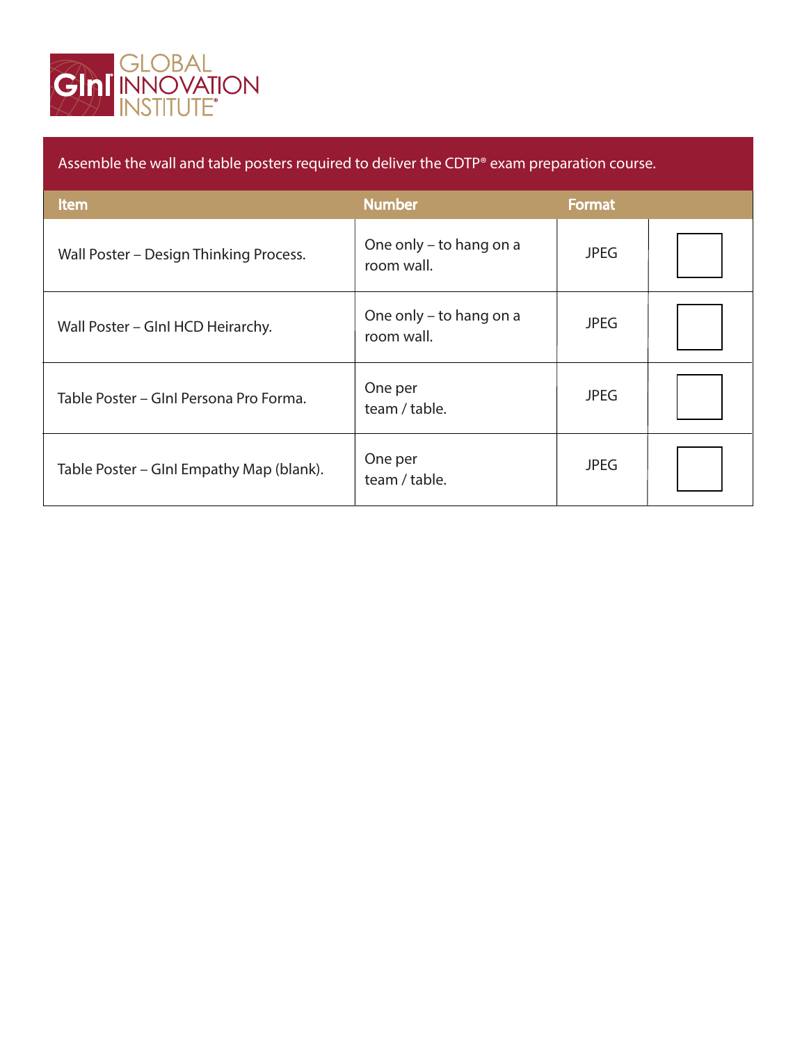GLOBAL INNOVATION INSTITUTE

Assemble the wall and table posters required to deliver the CDTP® exam preparation course.

| Item | Number | Format | |
|---|---|---|---|
| Wall Poster – Design Thinking Process. | One only – to hang on a room wall. | JPEG | ☐ |
| Wall Poster – GInI HCD Heirarchy. | One only – to hang on a room wall. | JPEG | ☐ |
| Table Poster – GInI Persona Pro Forma. | One per team / table. | JPEG | ☐ |
| Table Poster – GInI Empathy Map (blank). | One per team / table. | JPEG | ☐ |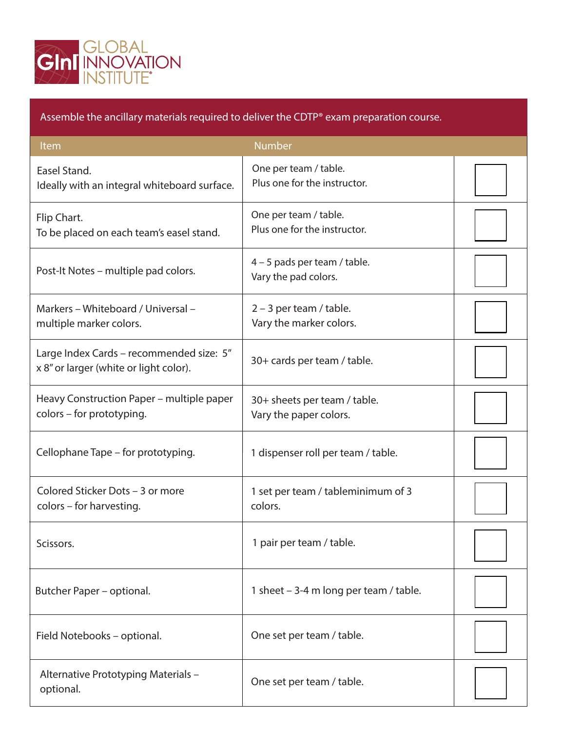GLOBAL INNOVATION INSTITUTE®

| Assemble the ancillary materials required to deliver the CDTP® exam preparation course. | | |
|---|---|---|
| **Item** | **Number** | |
| Easel Stand.<br>Ideally with an integral whiteboard surface. | One per team / table.<br>Plus one for the instructor. | ☐ |
| Flip Chart.<br>To be placed on each team's easel stand. | One per team / table.<br>Plus one for the instructor. | ☐ |
| Post-It Notes – multiple pad colors. | 4 – 5 pads per team / table.<br>Vary the pad colors. | ☐ |
| Markers – Whiteboard / Universal – multiple marker colors. | 2 – 3 per team / table.<br>Vary the marker colors. | ☐ |
| Large Index Cards – recommended size: 5" x 8" or larger (white or light color). | 30+ cards per team / table. | ☐ |
| Heavy Construction Paper – multiple paper colors – for prototyping. | 30+ sheets per team / table.<br>Vary the paper colors. | ☐ |
| Cellophane Tape – for prototyping. | 1 dispenser roll per team / table. | ☐ |
| Colored Sticker Dots – 3 or more colors – for harvesting. | 1 set per team / tableminimum of 3 colors. | ☐ |
| Scissors. | 1 pair per team / table. | ☐ |
| Butcher Paper – optional. | 1 sheet – 3-4 m long per team / table. | ☐ |
| Field Notebooks – optional. | One set per team / table. | ☐ |
| Alternative Prototyping Materials – optional. | One set per team / table. | ☐ |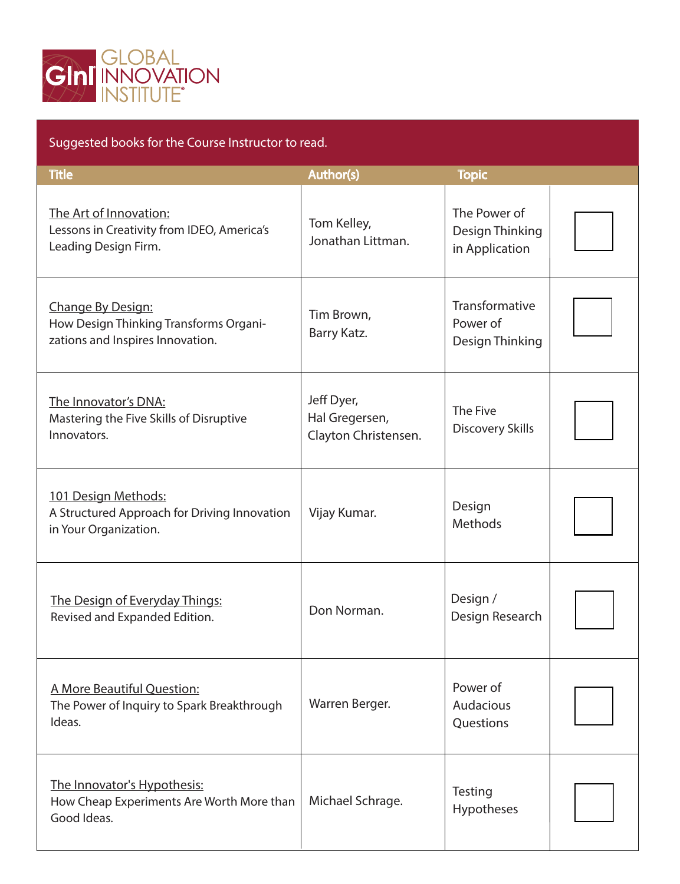GLOBAL INNOVATION INSTITUTE

Suggested books for the Course Instructor to read.

| Title | Author(s) | Topic | |
|---|---|---|---|
| The Art of Innovation: Lessons in Creativity from IDEO, America's Leading Design Firm. | Tom Kelley, Jonathan Littman. | The Power of Design Thinking in Application | ☐ |
| Change By Design: How Design Thinking Transforms Organizations and Inspires Innovation. | Tim Brown, Barry Katz. | Transformative Power of Design Thinking | ☐ |
| The Innovator's DNA: Mastering the Five Skills of Disruptive Innovators. | Jeff Dyer, Hal Gregersen, Clayton Christensen. | The Five Discovery Skills | ☐ |
| 101 Design Methods: A Structured Approach for Driving Innovation in Your Organization. | Vijay Kumar. | Design Methods | ☐ |
| The Design of Everyday Things: Revised and Expanded Edition. | Don Norman. | Design / Design Research | ☐ |
| A More Beautiful Question: The Power of Inquiry to Spark Breakthrough Ideas. | Warren Berger. | Power of Audacious Questions | ☐ |
| The Innovator's Hypothesis: How Cheap Experiments Are Worth More than Good Ideas. | Michael Schrage. | Testing Hypotheses | ☐ |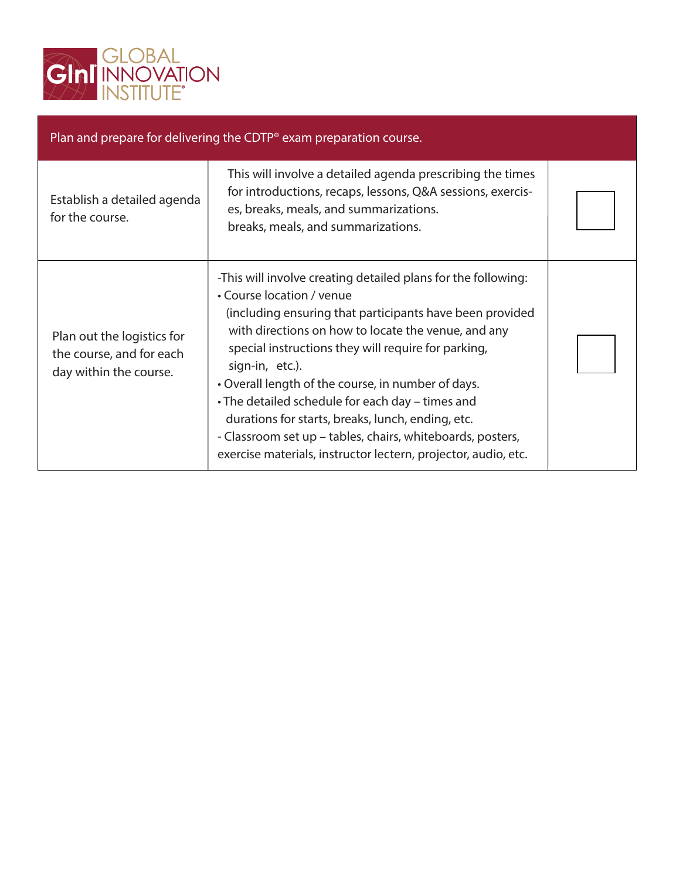| Plan and prepare for delivering the CDTP® exam preparation course. | | |
|---|---|---|
| Establish a detailed agenda for the course. | This will involve a detailed agenda prescribing the times for introductions, recaps, lessons, Q&A sessions, exercises, breaks, meals, and summarizations. breaks, meals, and summarizations. | ☐ |
| Plan out the logistics for the course, and for each day within the course. | -This will involve creating detailed plans for the following:<br>• Course location / venue (including ensuring that participants have been provided with directions on how to locate the venue, and any special instructions they will require for parking, sign-in, etc.).<br>• Overall length of the course, in number of days.<br>• The detailed schedule for each day – times and durations for starts, breaks, lunch, ending, etc.<br>- Classroom set up – tables, chairs, whiteboards, posters, exercise materials, instructor lectern, projector, audio, etc. | ☐ |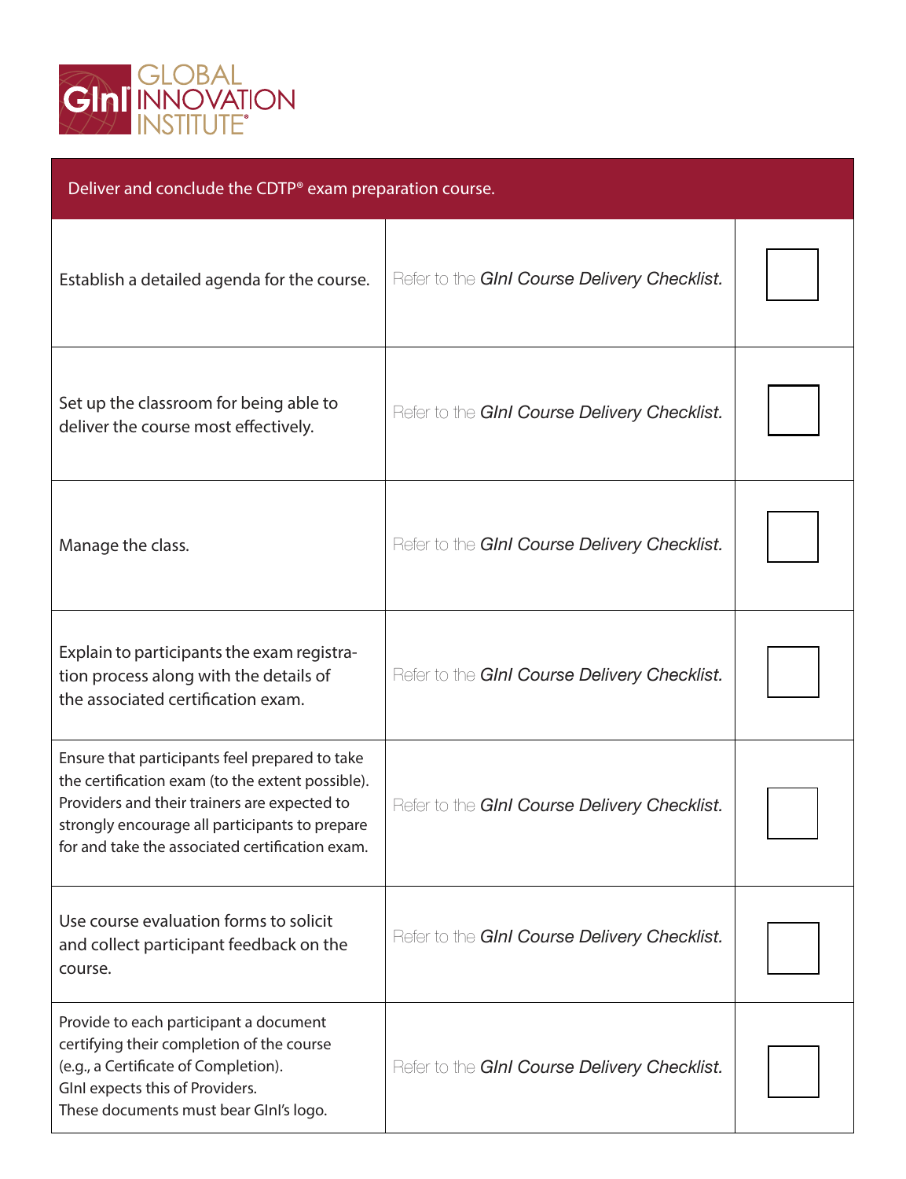GLOBAL INNOVATION INSTITUTE®

| Deliver and conclude the CDTP® exam preparation course. | | |
|---|---|---|
| Establish a detailed agenda for the course. | Refer to the ***GInI Course Delivery Checklist.*** | ☐ |
| Set up the classroom for being able to deliver the course most effectively. | Refer to the ***GInI Course Delivery Checklist.*** | ☐ |
| Manage the class. | Refer to the ***GInI Course Delivery Checklist.*** | ☐ |
| Explain to participants the exam registration process along with the details of the associated certification exam. | Refer to the ***GInI Course Delivery Checklist.*** | ☐ |
| Ensure that participants feel prepared to take the certification exam (to the extent possible). Providers and their trainers are expected to strongly encourage all participants to prepare for and take the associated certification exam. | Refer to the ***GInI Course Delivery Checklist.*** | ☐ |
| Use course evaluation forms to solicit and collect participant feedback on the course. | Refer to the ***GInI Course Delivery Checklist.*** | ☐ |
| Provide to each participant a document certifying their completion of the course (e.g., a Certificate of Completion). GInI expects this of Providers. These documents must bear GInI's logo. | Refer to the ***GInI Course Delivery Checklist.*** | ☐ |